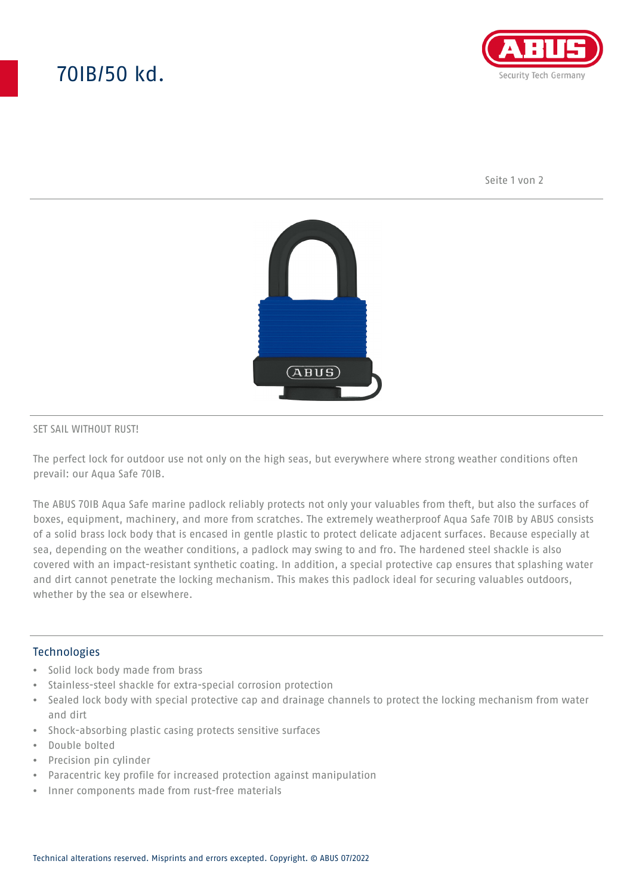# 70IB/50 kd.

SET SAIL WITHOUT RUST!

The perfect lock for outdoor use not only on the high seas, but everywhere where strong weather conditions often prevail: our Aqua Safe 70IB.

The ABUS 70IB Aqua Safe marine padlock reliably protects not only your valuables from theft, but also the surfaces of boxes, equipment, machinery, and more from scratches. The extremely weatherproof Aqua Safe 70IB by ABUS consists of a solid brass lock body that is encased in gentle plastic to protect delicate adjacent surfaces. Because especially at sea, depending on the weather conditions, a padlock may swing to and fro. The hardened steel shackle is also covered with an impact-resistant synthetic coating. In addition, a special protective cap ensures that splashing water and dirt cannot penetrate the locking mechanism. This makes this padlock ideal for securing valuables outdoors, whether by the sea or elsewhere.

## Technologies

- Solid lock body made from brass
- Stainless-steel shackle for extra-special corrosion protection
- Sealed lock body with special protective cap and drainage channels to protect the locking mechanism from water and dirt
- Shock-absorbing plastic casing protects sensitive surfaces
- Double bolted
- Precision pin cylinder
- Paracentric key profile for increased protection against manipulation
- Inner components made from rust-free materials

Technical alterations reserved. Misprints and errors excepted. Copyright. © ABUS 07/2022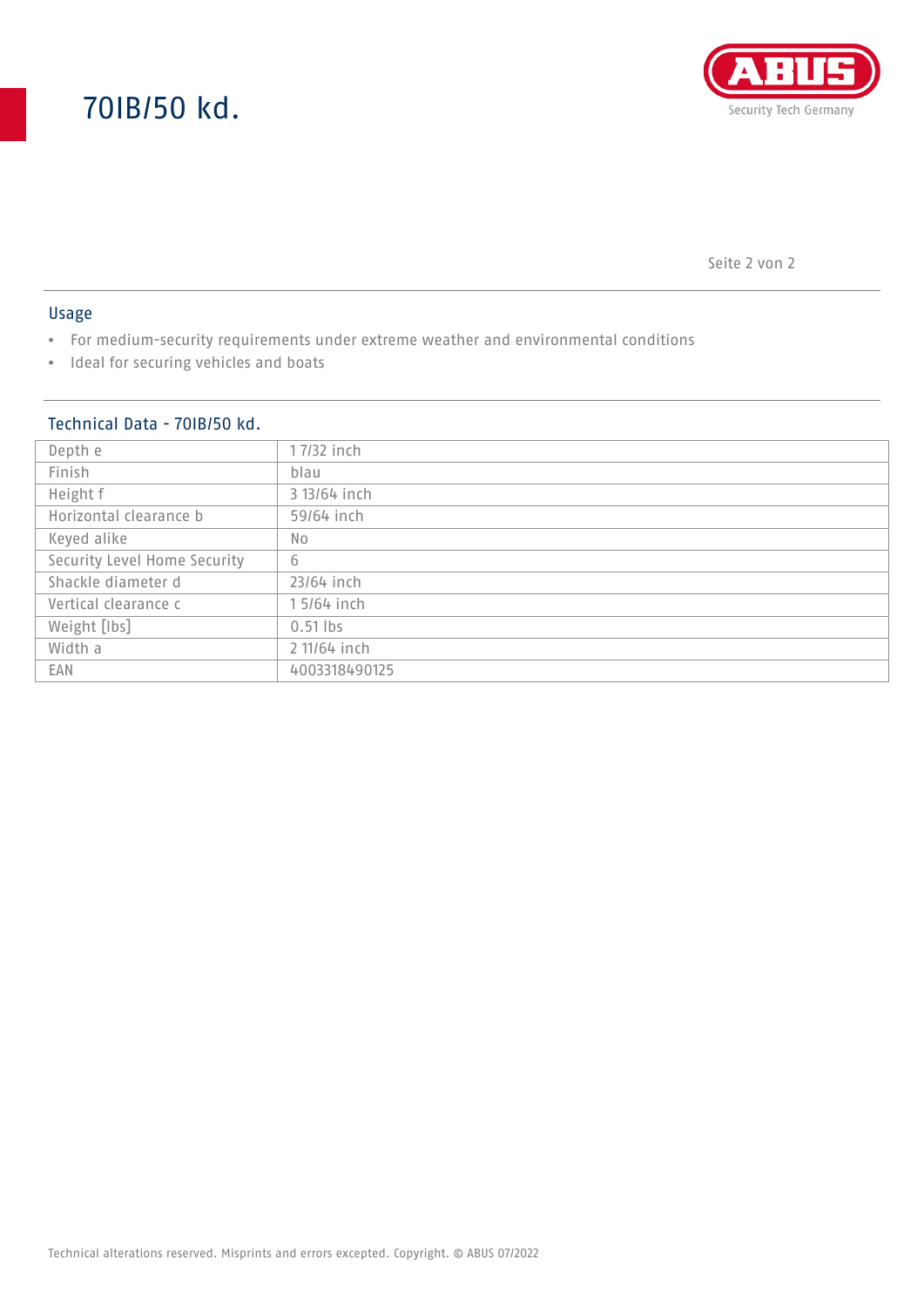# 70IB/50 kd.

## Usage

- For medium-security requirements under extreme weather and environmental conditions
- Ideal for securing vehicles and boats

## Technical Data - 70IB/50 kd.

| | |
|---|---|
| Depth e | 1 7/32 inch |
| Finish | blau |
| Height f | 3 13/64 inch |
| Horizontal clearance b | 59/64 inch |
| Keyed alike | No |
| Security Level Home Security | 6 |
| Shackle diameter d | 23/64 inch |
| Vertical clearance c | 1 5/64 inch |
| Weight [lbs] | 0.51 lbs |
| Width a | 2 11/64 inch |
| EAN | 4003318490125 |

Technical alterations reserved. Misprints and errors excepted. Copyright. © ABUS 07/2022